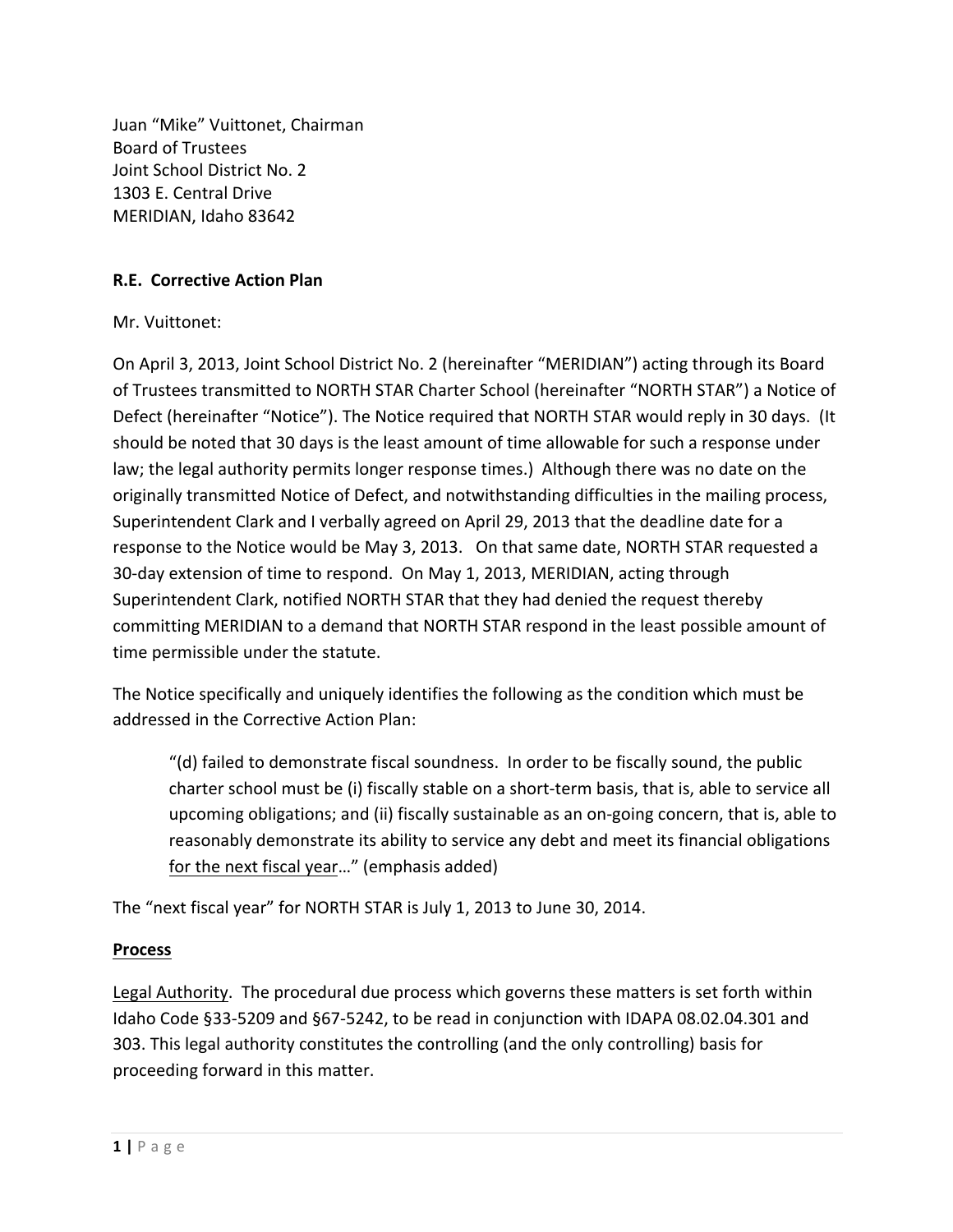Juan "Mike" Vuittonet, Chairman
Board of Trustees
Joint School District No. 2
1303 E. Central Drive
MERIDIAN, Idaho 83642

**R.E. Corrective Action Plan**

Mr. Vuittonet:

On April 3, 2013, Joint School District No. 2 (hereinafter "MERIDIAN") acting through its Board of Trustees transmitted to NORTH STAR Charter School (hereinafter "NORTH STAR") a Notice of Defect (hereinafter "Notice"). The Notice required that NORTH STAR would reply in 30 days. (It should be noted that 30 days is the least amount of time allowable for such a response under law; the legal authority permits longer response times.) Although there was no date on the originally transmitted Notice of Defect, and notwithstanding difficulties in the mailing process, Superintendent Clark and I verbally agreed on April 29, 2013 that the deadline date for a response to the Notice would be May 3, 2013. On that same date, NORTH STAR requested a 30-day extension of time to respond. On May 1, 2013, MERIDIAN, acting through Superintendent Clark, notified NORTH STAR that they had denied the request thereby committing MERIDIAN to a demand that NORTH STAR respond in the least possible amount of time permissible under the statute.

The Notice specifically and uniquely identifies the following as the condition which must be addressed in the Corrective Action Plan:

> "(d) failed to demonstrate fiscal soundness. In order to be fiscally sound, the public charter school must be (i) fiscally stable on a short-term basis, that is, able to service all upcoming obligations; and (ii) fiscally sustainable as an on-going concern, that is, able to reasonably demonstrate its ability to service any debt and meet its financial obligations <u>for the next fiscal year</u>…" (emphasis added)

The "next fiscal year" for NORTH STAR is July 1, 2013 to June 30, 2014.

**<u>Process</u>**

<u>Legal Authority</u>. The procedural due process which governs these matters is set forth within Idaho Code §33-5209 and §67-5242, to be read in conjunction with IDAPA 08.02.04.301 and 303. This legal authority constitutes the controlling (and the only controlling) basis for proceeding forward in this matter.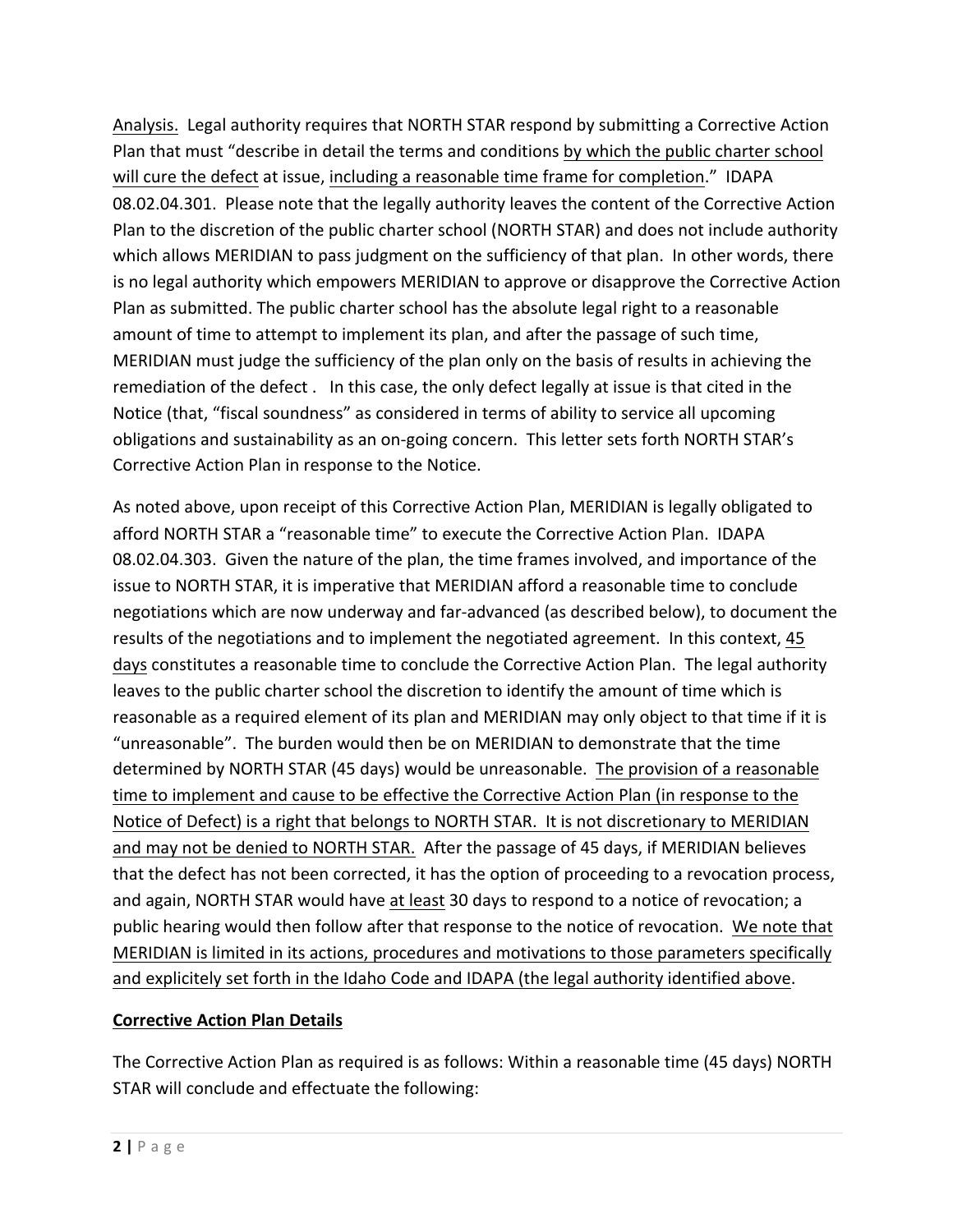<u>Analysis.</u> Legal authority requires that NORTH STAR respond by submitting a Corrective Action Plan that must "describe in detail the terms and conditions <u>by which the public charter school will cure the defect</u> at issue, <u>including a reasonable time frame for completion</u>." IDAPA 08.02.04.301. Please note that the legally authority leaves the content of the Corrective Action Plan to the discretion of the public charter school (NORTH STAR) and does not include authority which allows MERIDIAN to pass judgment on the sufficiency of that plan. In other words, there is no legal authority which empowers MERIDIAN to approve or disapprove the Corrective Action Plan as submitted. The public charter school has the absolute legal right to a reasonable amount of time to attempt to implement its plan, and after the passage of such time, MERIDIAN must judge the sufficiency of the plan only on the basis of results in achieving the remediation of the defect . In this case, the only defect legally at issue is that cited in the Notice (that, "fiscal soundness" as considered in terms of ability to service all upcoming obligations and sustainability as an on-going concern. This letter sets forth NORTH STAR's Corrective Action Plan in response to the Notice.

As noted above, upon receipt of this Corrective Action Plan, MERIDIAN is legally obligated to afford NORTH STAR a "reasonable time" to execute the Corrective Action Plan. IDAPA 08.02.04.303. Given the nature of the plan, the time frames involved, and importance of the issue to NORTH STAR, it is imperative that MERIDIAN afford a reasonable time to conclude negotiations which are now underway and far-advanced (as described below), to document the results of the negotiations and to implement the negotiated agreement. In this context, <u>45 days</u> constitutes a reasonable time to conclude the Corrective Action Plan. The legal authority leaves to the public charter school the discretion to identify the amount of time which is reasonable as a required element of its plan and MERIDIAN may only object to that time if it is "unreasonable". The burden would then be on MERIDIAN to demonstrate that the time determined by NORTH STAR (45 days) would be unreasonable. <u>The provision of a reasonable time to implement and cause to be effective the Corrective Action Plan (in response to the Notice of Defect) is a right that belongs to NORTH STAR. It is not discretionary to MERIDIAN and may not be denied to NORTH STAR.</u> After the passage of 45 days, if MERIDIAN believes that the defect has not been corrected, it has the option of proceeding to a revocation process, and again, NORTH STAR would have <u>at least</u> 30 days to respond to a notice of revocation; a public hearing would then follow after that response to the notice of revocation. <u>We note that MERIDIAN is limited in its actions, procedures and motivations to those parameters specifically and explicitely set forth in the Idaho Code and IDAPA (the legal authority identified above</u>.

**<u>Corrective Action Plan Details</u>**

The Corrective Action Plan as required is as follows: Within a reasonable time (45 days) NORTH STAR will conclude and effectuate the following: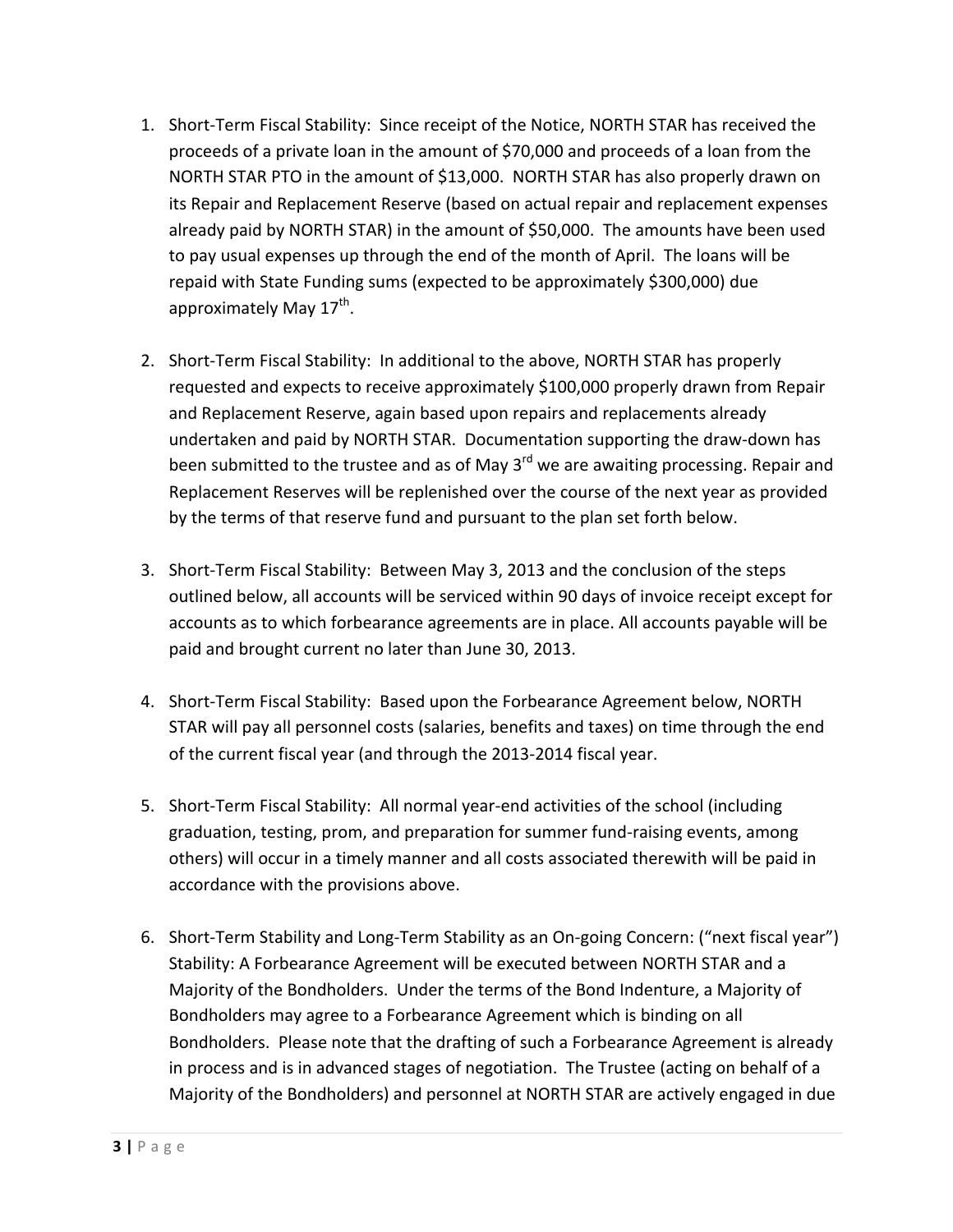1. Short-Term Fiscal Stability: Since receipt of the Notice, NORTH STAR has received the proceeds of a private loan in the amount of $70,000 and proceeds of a loan from the NORTH STAR PTO in the amount of $13,000. NORTH STAR has also properly drawn on its Repair and Replacement Reserve (based on actual repair and replacement expenses already paid by NORTH STAR) in the amount of $50,000. The amounts have been used to pay usual expenses up through the end of the month of April. The loans will be repaid with State Funding sums (expected to be approximately $300,000) due approximately May 17th.

2. Short-Term Fiscal Stability: In additional to the above, NORTH STAR has properly requested and expects to receive approximately $100,000 properly drawn from Repair and Replacement Reserve, again based upon repairs and replacements already undertaken and paid by NORTH STAR. Documentation supporting the draw-down has been submitted to the trustee and as of May 3rd we are awaiting processing. Repair and Replacement Reserves will be replenished over the course of the next year as provided by the terms of that reserve fund and pursuant to the plan set forth below.

3. Short-Term Fiscal Stability: Between May 3, 2013 and the conclusion of the steps outlined below, all accounts will be serviced within 90 days of invoice receipt except for accounts as to which forbearance agreements are in place. All accounts payable will be paid and brought current no later than June 30, 2013.

4. Short-Term Fiscal Stability: Based upon the Forbearance Agreement below, NORTH STAR will pay all personnel costs (salaries, benefits and taxes) on time through the end of the current fiscal year (and through the 2013-2014 fiscal year.

5. Short-Term Fiscal Stability: All normal year-end activities of the school (including graduation, testing, prom, and preparation for summer fund-raising events, among others) will occur in a timely manner and all costs associated therewith will be paid in accordance with the provisions above.

6. Short-Term Stability and Long-Term Stability as an On-going Concern: ("next fiscal year") Stability: A Forbearance Agreement will be executed between NORTH STAR and a Majority of the Bondholders. Under the terms of the Bond Indenture, a Majority of Bondholders may agree to a Forbearance Agreement which is binding on all Bondholders. Please note that the drafting of such a Forbearance Agreement is already in process and is in advanced stages of negotiation. The Trustee (acting on behalf of a Majority of the Bondholders) and personnel at NORTH STAR are actively engaged in due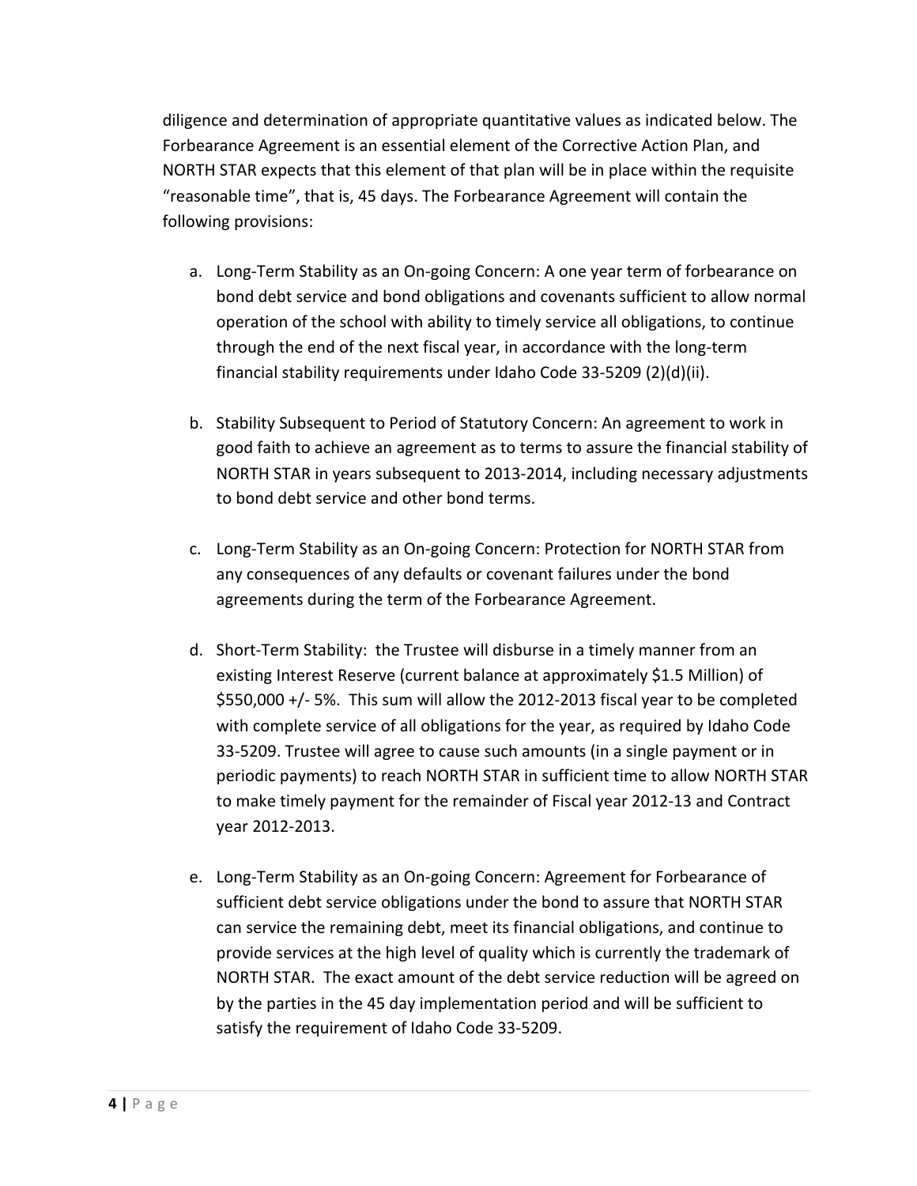diligence and determination of appropriate quantitative values as indicated below. The Forbearance Agreement is an essential element of the Corrective Action Plan, and NORTH STAR expects that this element of that plan will be in place within the requisite “reasonable time”, that is, 45 days. The Forbearance Agreement will contain the following provisions:

a. Long-Term Stability as an On-going Concern: A one year term of forbearance on bond debt service and bond obligations and covenants sufficient to allow normal operation of the school with ability to timely service all obligations, to continue through the end of the next fiscal year, in accordance with the long-term financial stability requirements under Idaho Code 33-5209 (2)(d)(ii).

b. Stability Subsequent to Period of Statutory Concern: An agreement to work in good faith to achieve an agreement as to terms to assure the financial stability of NORTH STAR in years subsequent to 2013-2014, including necessary adjustments to bond debt service and other bond terms.

c. Long-Term Stability as an On-going Concern: Protection for NORTH STAR from any consequences of any defaults or covenant failures under the bond agreements during the term of the Forbearance Agreement.

d. Short-Term Stability: the Trustee will disburse in a timely manner from an existing Interest Reserve (current balance at approximately $1.5 Million) of $550,000 +/- 5%. This sum will allow the 2012-2013 fiscal year to be completed with complete service of all obligations for the year, as required by Idaho Code 33-5209. Trustee will agree to cause such amounts (in a single payment or in periodic payments) to reach NORTH STAR in sufficient time to allow NORTH STAR to make timely payment for the remainder of Fiscal year 2012-13 and Contract year 2012-2013.

e. Long-Term Stability as an On-going Concern: Agreement for Forbearance of sufficient debt service obligations under the bond to assure that NORTH STAR can service the remaining debt, meet its financial obligations, and continue to provide services at the high level of quality which is currently the trademark of NORTH STAR. The exact amount of the debt service reduction will be agreed on by the parties in the 45 day implementation period and will be sufficient to satisfy the requirement of Idaho Code 33-5209.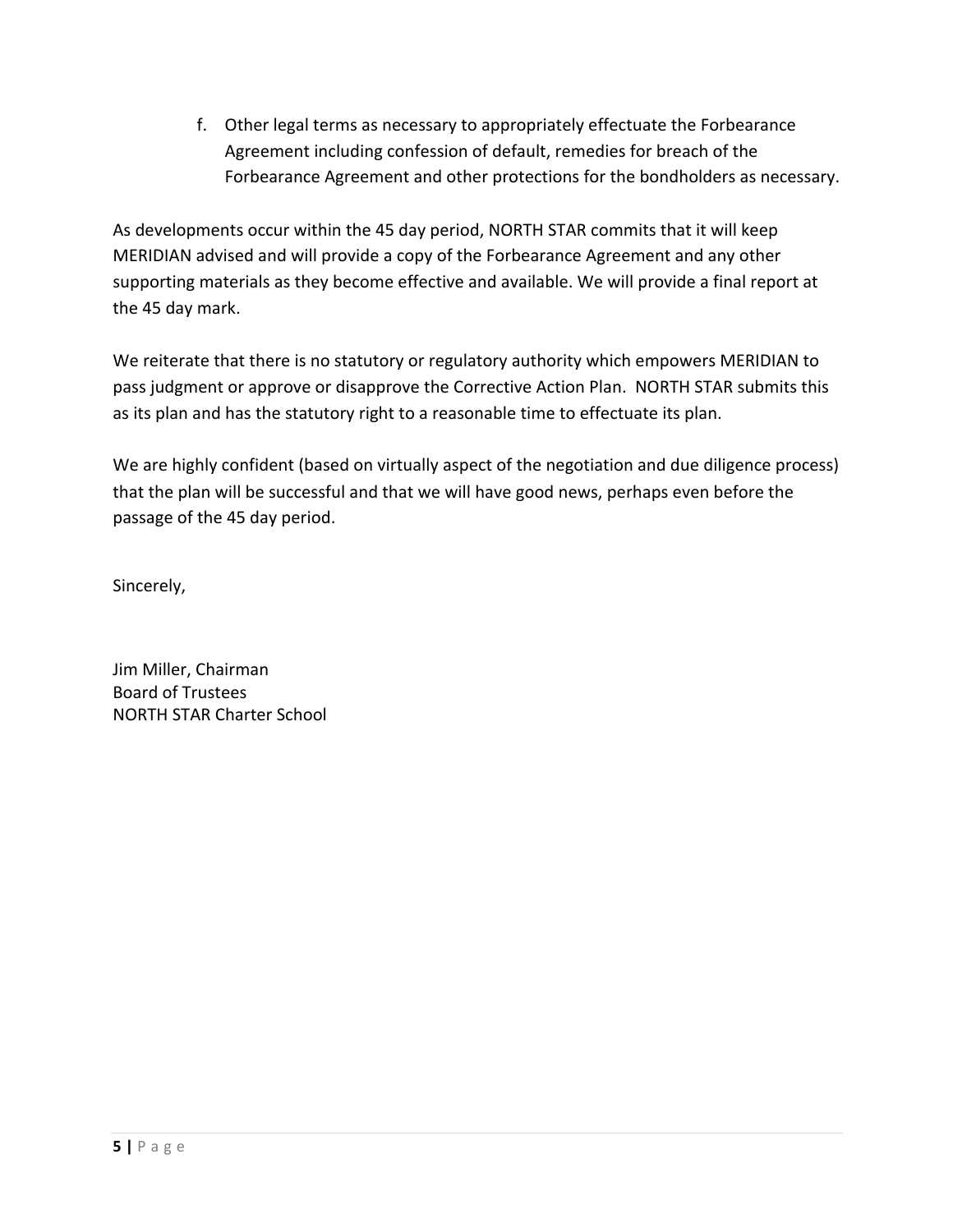f. Other legal terms as necessary to appropriately effectuate the Forbearance Agreement including confession of default, remedies for breach of the Forbearance Agreement and other protections for the bondholders as necessary.

As developments occur within the 45 day period, NORTH STAR commits that it will keep MERIDIAN advised and will provide a copy of the Forbearance Agreement and any other supporting materials as they become effective and available. We will provide a final report at the 45 day mark.

We reiterate that there is no statutory or regulatory authority which empowers MERIDIAN to pass judgment or approve or disapprove the Corrective Action Plan. NORTH STAR submits this as its plan and has the statutory right to a reasonable time to effectuate its plan.

We are highly confident (based on virtually aspect of the negotiation and due diligence process) that the plan will be successful and that we will have good news, perhaps even before the passage of the 45 day period.

Sincerely,

Jim Miller, Chairman  
Board of Trustees  
NORTH STAR Charter School